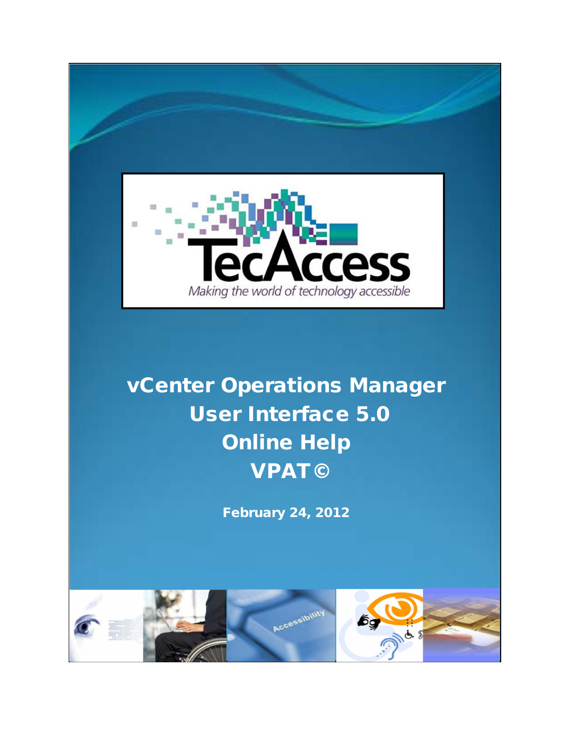TecAccess

*Making the world of technology accessible*

# vCenter Operations Manager User Interface 5.0 Online Help VPAT©

**February 24, 2012**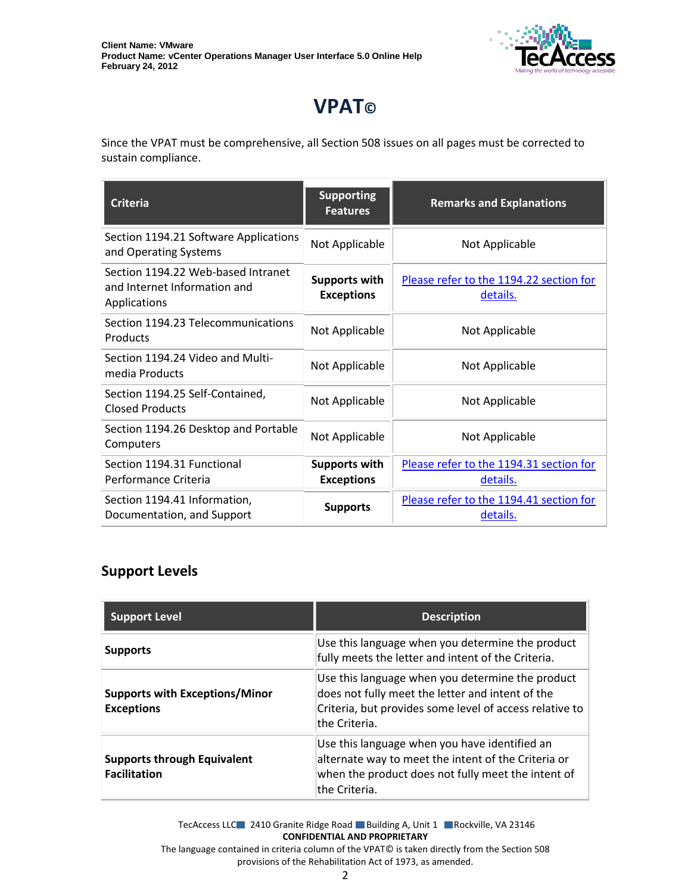# VPAT©

Since the VPAT must be comprehensive, all Section 508 issues on all pages must be corrected to sustain compliance.

| Criteria | Supporting Features | Remarks and Explanations |
|---|---|---|
| Section 1194.21 Software Applications and Operating Systems | Not Applicable | Not Applicable |
| Section 1194.22 Web-based Intranet and Internet Information and Applications | **Supports with Exceptions** | Please refer to the 1194.22 section for details. |
| Section 1194.23 Telecommunications Products | Not Applicable | Not Applicable |
| Section 1194.24 Video and Multi-media Products | Not Applicable | Not Applicable |
| Section 1194.25 Self-Contained, Closed Products | Not Applicable | Not Applicable |
| Section 1194.26 Desktop and Portable Computers | Not Applicable | Not Applicable |
| Section 1194.31 Functional Performance Criteria | **Supports with Exceptions** | Please refer to the 1194.31 section for details. |
| Section 1194.41 Information, Documentation, and Support | **Supports** | Please refer to the 1194.41 section for details. |

## Support Levels

| Support Level | Description |
|---|---|
| **Supports** | Use this language when you determine the product fully meets the letter and intent of the Criteria. |
| **Supports with Exceptions/Minor Exceptions** | Use this language when you determine the product does not fully meet the letter and intent of the Criteria, but provides some level of access relative to the Criteria. |
| **Supports through Equivalent Facilitation** | Use this language when you have identified an alternate way to meet the intent of the Criteria or when the product does not fully meet the intent of the Criteria. |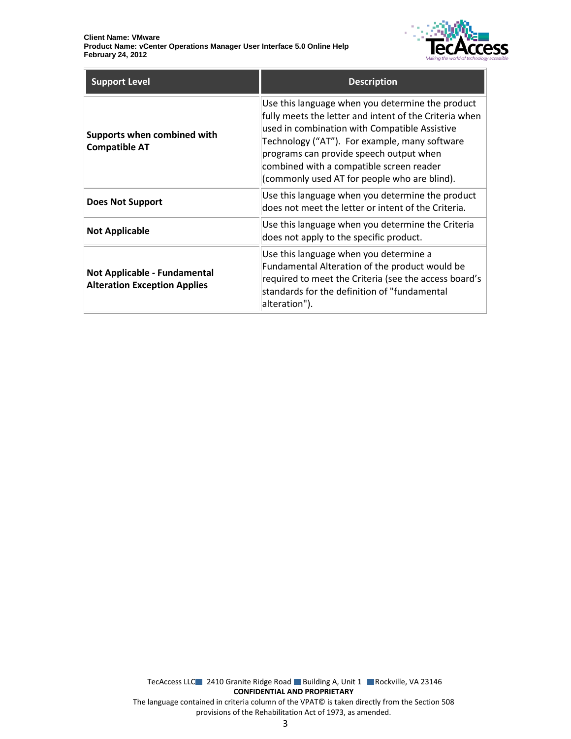| Support Level | Description |
| --- | --- |
| **Supports when combined with Compatible AT** | Use this language when you determine the product fully meets the letter and intent of the Criteria when used in combination with Compatible Assistive Technology (“AT”). For example, many software programs can provide speech output when combined with a compatible screen reader (commonly used AT for people who are blind). |
| **Does Not Support** | Use this language when you determine the product does not meet the letter or intent of the Criteria. |
| **Not Applicable** | Use this language when you determine the Criteria does not apply to the specific product. |
| **Not Applicable - Fundamental Alteration Exception Applies** | Use this language when you determine a Fundamental Alteration of the product would be required to meet the Criteria (see the access board’s standards for the definition of "fundamental alteration"). |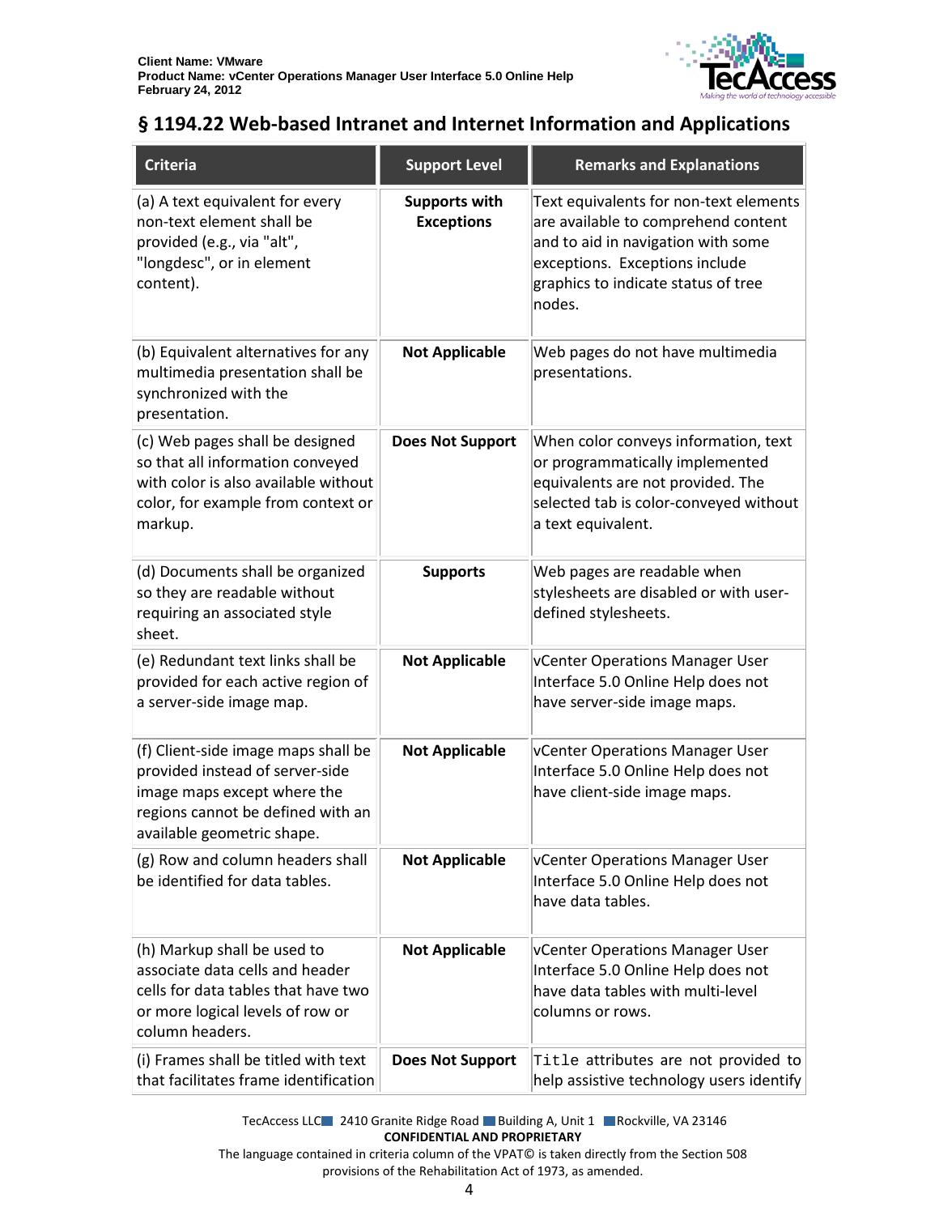## § 1194.22 Web-based Intranet and Internet Information and Applications

| Criteria | Support Level | Remarks and Explanations |
|---|---|---|
| (a) A text equivalent for every non-text element shall be provided (e.g., via "alt", "longdesc", or in element content). | **Supports with Exceptions** | Text equivalents for non-text elements are available to comprehend content and to aid in navigation with some exceptions. Exceptions include graphics to indicate status of tree nodes. |
| (b) Equivalent alternatives for any multimedia presentation shall be synchronized with the presentation. | **Not Applicable** | Web pages do not have multimedia presentations. |
| (c) Web pages shall be designed so that all information conveyed with color is also available without color, for example from context or markup. | **Does Not Support** | When color conveys information, text or programmatically implemented equivalents are not provided. The selected tab is color-conveyed without a text equivalent. |
| (d) Documents shall be organized so they are readable without requiring an associated style sheet. | **Supports** | Web pages are readable when stylesheets are disabled or with user-defined stylesheets. |
| (e) Redundant text links shall be provided for each active region of a server-side image map. | **Not Applicable** | vCenter Operations Manager User Interface 5.0 Online Help does not have server-side image maps. |
| (f) Client-side image maps shall be provided instead of server-side image maps except where the regions cannot be defined with an available geometric shape. | **Not Applicable** | vCenter Operations Manager User Interface 5.0 Online Help does not have client-side image maps. |
| (g) Row and column headers shall be identified for data tables. | **Not Applicable** | vCenter Operations Manager User Interface 5.0 Online Help does not have data tables. |
| (h) Markup shall be used to associate data cells and header cells for data tables that have two or more logical levels of row or column headers. | **Not Applicable** | vCenter Operations Manager User Interface 5.0 Online Help does not have data tables with multi-level columns or rows. |
| (i) Frames shall be titled with text that facilitates frame identification | **Does Not Support** | `Title` attributes are not provided to help assistive technology users identify |

TecAccess LLC 2410 Granite Ridge Road Building A, Unit 1 Rockville, VA 23146
**CONFIDENTIAL AND PROPRIETARY**
The language contained in criteria column of the VPAT© is taken directly from the Section 508 provisions of the Rehabilitation Act of 1973, as amended.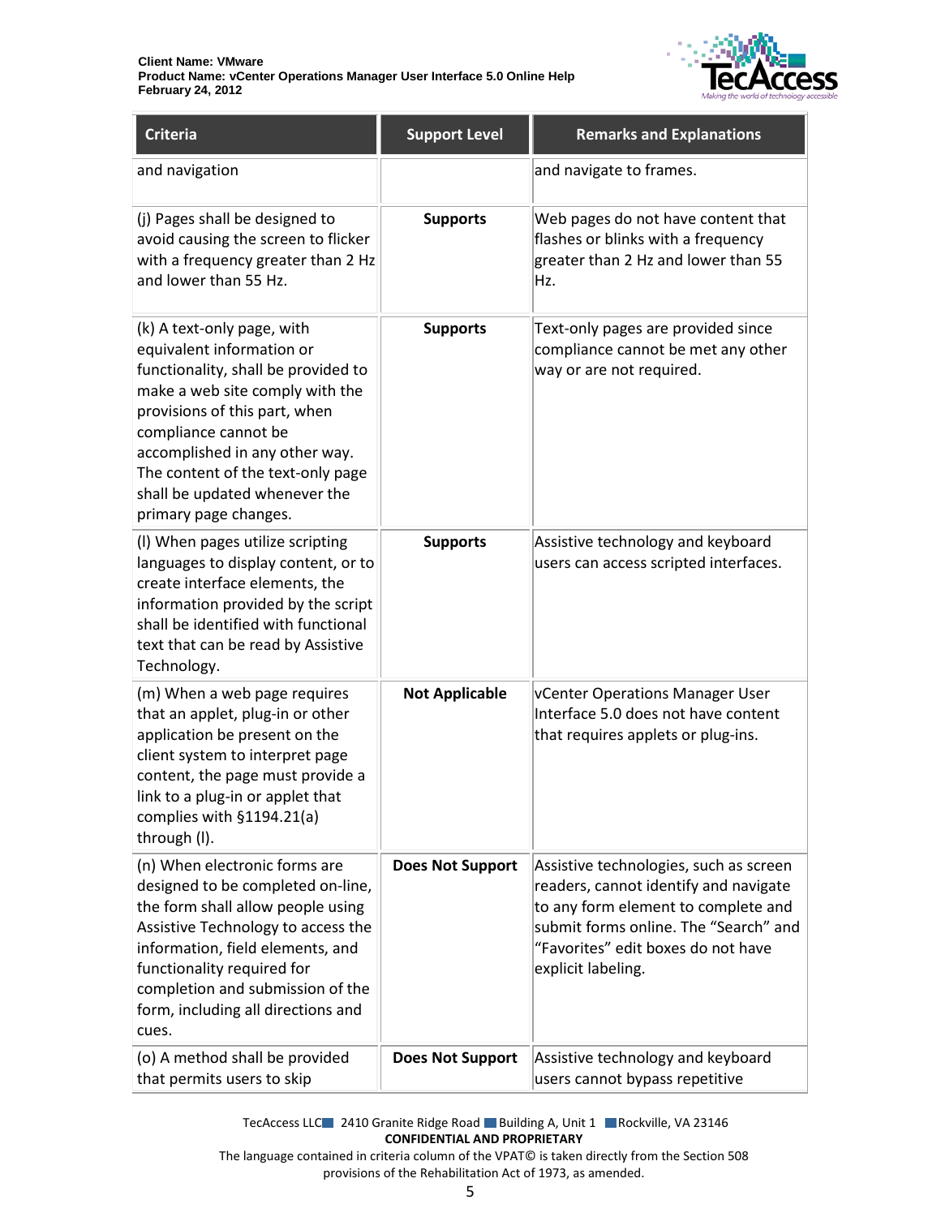| Criteria | Support Level | Remarks and Explanations |
| --- | --- | --- |
| and navigation | | and navigate to frames. |
| (j) Pages shall be designed to avoid causing the screen to flicker with a frequency greater than 2 Hz and lower than 55 Hz. | **Supports** | Web pages do not have content that flashes or blinks with a frequency greater than 2 Hz and lower than 55 Hz. |
| (k) A text-only page, with equivalent information or functionality, shall be provided to make a web site comply with the provisions of this part, when compliance cannot be accomplished in any other way. The content of the text-only page shall be updated whenever the primary page changes. | **Supports** | Text-only pages are provided since compliance cannot be met any other way or are not required. |
| (l) When pages utilize scripting languages to display content, or to create interface elements, the information provided by the script shall be identified with functional text that can be read by Assistive Technology. | **Supports** | Assistive technology and keyboard users can access scripted interfaces. |
| (m) When a web page requires that an applet, plug-in or other application be present on the client system to interpret page content, the page must provide a link to a plug-in or applet that complies with §1194.21(a) through (l). | **Not Applicable** | vCenter Operations Manager User Interface 5.0 does not have content that requires applets or plug-ins. |
| (n) When electronic forms are designed to be completed on-line, the form shall allow people using Assistive Technology to access the information, field elements, and functionality required for completion and submission of the form, including all directions and cues. | **Does Not Support** | Assistive technologies, such as screen readers, cannot identify and navigate to any form element to complete and submit forms online. The "Search" and "Favorites" edit boxes do not have explicit labeling. |
| (o) A method shall be provided that permits users to skip | **Does Not Support** | Assistive technology and keyboard users cannot bypass repetitive |

TecAccess LLC 2410 Granite Ridge Road Building A, Unit 1 Rockville, VA 23146

**CONFIDENTIAL AND PROPRIETARY**

The language contained in criteria column of the VPAT© is taken directly from the Section 508 provisions of the Rehabilitation Act of 1973, as amended.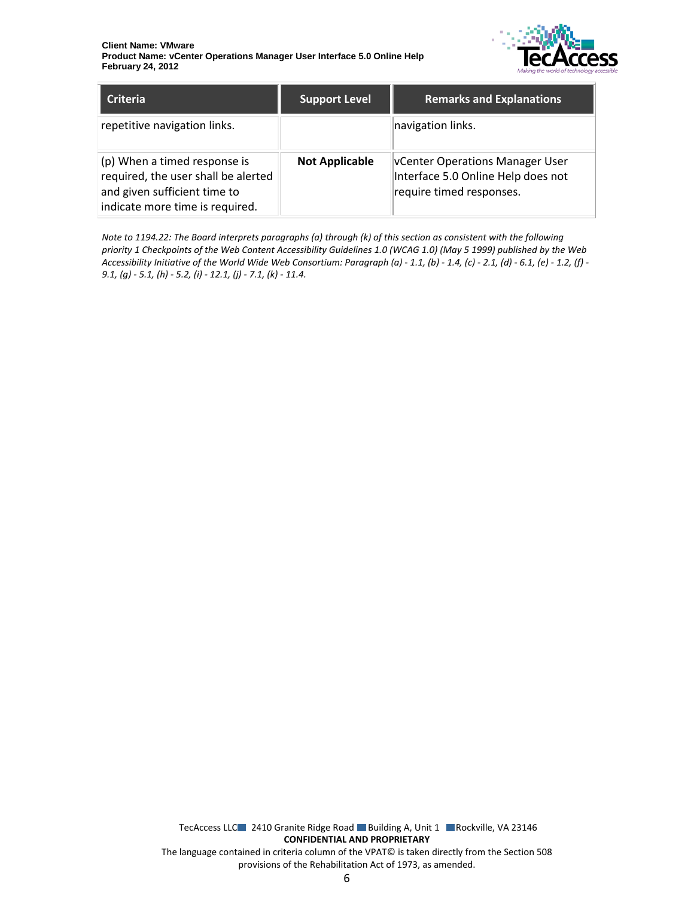| Criteria | Support Level | Remarks and Explanations |
| --- | --- | --- |
| repetitive navigation links. | | navigation links. |
| (p) When a timed response is required, the user shall be alerted and given sufficient time to indicate more time is required. | **Not Applicable** | vCenter Operations Manager User Interface 5.0 Online Help does not require timed responses. |

*Note to 1194.22: The Board interprets paragraphs (a) through (k) of this section as consistent with the following priority 1 Checkpoints of the Web Content Accessibility Guidelines 1.0 (WCAG 1.0) (May 5 1999) published by the Web Accessibility Initiative of the World Wide Web Consortium: Paragraph (a) - 1.1, (b) - 1.4, (c) - 2.1, (d) - 6.1, (e) - 1.2, (f) - 9.1, (g) - 5.1, (h) - 5.2, (i) - 12.1, (j) - 7.1, (k) - 11.4.*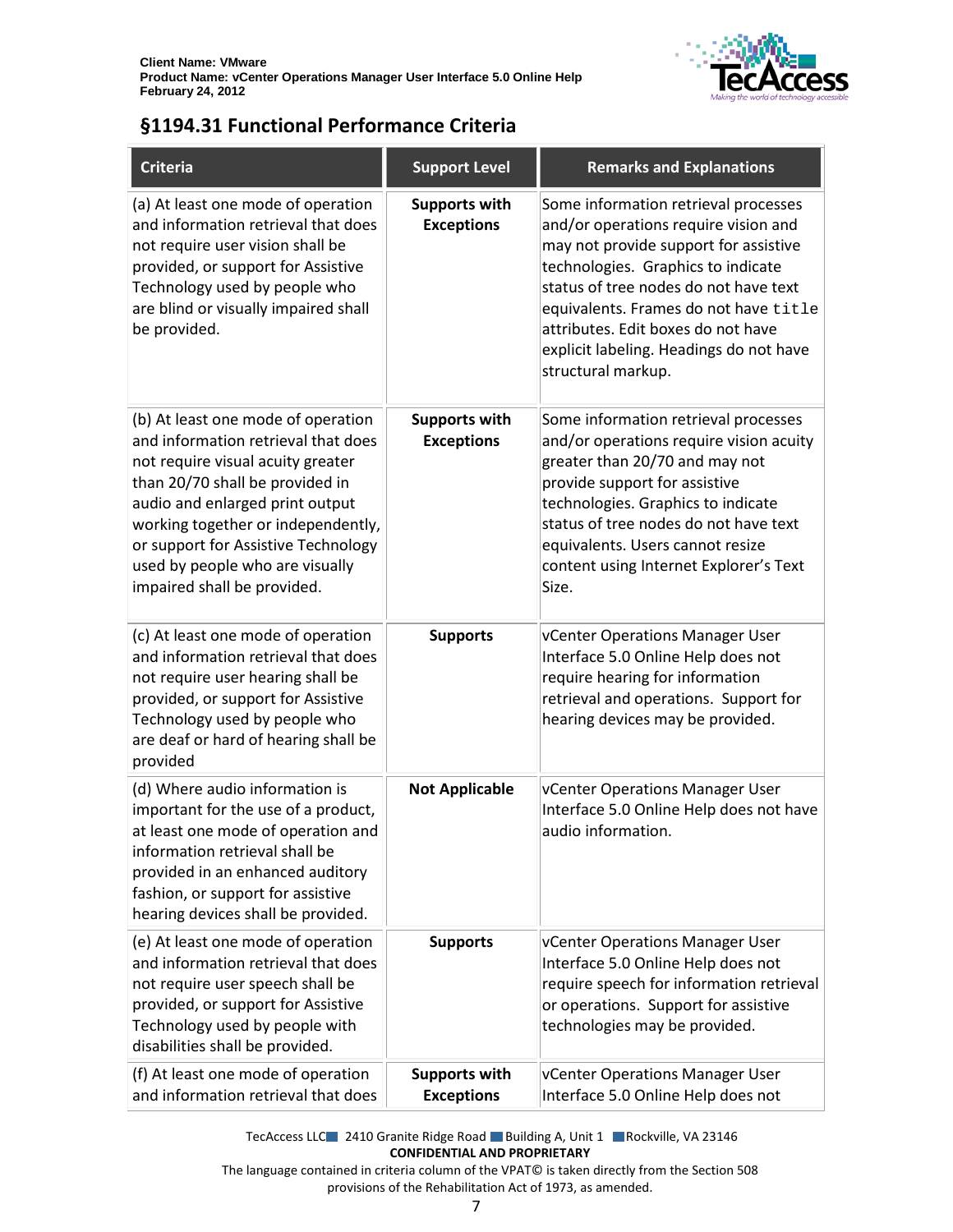## §1194.31 Functional Performance Criteria

| Criteria | Support Level | Remarks and Explanations |
|---|---|---|
| (a) At least one mode of operation and information retrieval that does not require user vision shall be provided, or support for Assistive Technology used by people who are blind or visually impaired shall be provided. | **Supports with Exceptions** | Some information retrieval processes and/or operations require vision and may not provide support for assistive technologies. Graphics to indicate status of tree nodes do not have text equivalents. Frames do not have `title` attributes. Edit boxes do not have explicit labeling. Headings do not have structural markup. |
| (b) At least one mode of operation and information retrieval that does not require visual acuity greater than 20/70 shall be provided in audio and enlarged print output working together or independently, or support for Assistive Technology used by people who are visually impaired shall be provided. | **Supports with Exceptions** | Some information retrieval processes and/or operations require vision acuity greater than 20/70 and may not provide support for assistive technologies. Graphics to indicate status of tree nodes do not have text equivalents. Users cannot resize content using Internet Explorer's Text Size. |
| (c) At least one mode of operation and information retrieval that does not require user hearing shall be provided, or support for Assistive Technology used by people who are deaf or hard of hearing shall be provided | **Supports** | vCenter Operations Manager User Interface 5.0 Online Help does not require hearing for information retrieval and operations. Support for hearing devices may be provided. |
| (d) Where audio information is important for the use of a product, at least one mode of operation and information retrieval shall be provided in an enhanced auditory fashion, or support for assistive hearing devices shall be provided. | **Not Applicable** | vCenter Operations Manager User Interface 5.0 Online Help does not have audio information. |
| (e) At least one mode of operation and information retrieval that does not require user speech shall be provided, or support for Assistive Technology used by people with disabilities shall be provided. | **Supports** | vCenter Operations Manager User Interface 5.0 Online Help does not require speech for information retrieval or operations. Support for assistive technologies may be provided. |
| (f) At least one mode of operation and information retrieval that does | **Supports with Exceptions** | vCenter Operations Manager User Interface 5.0 Online Help does not |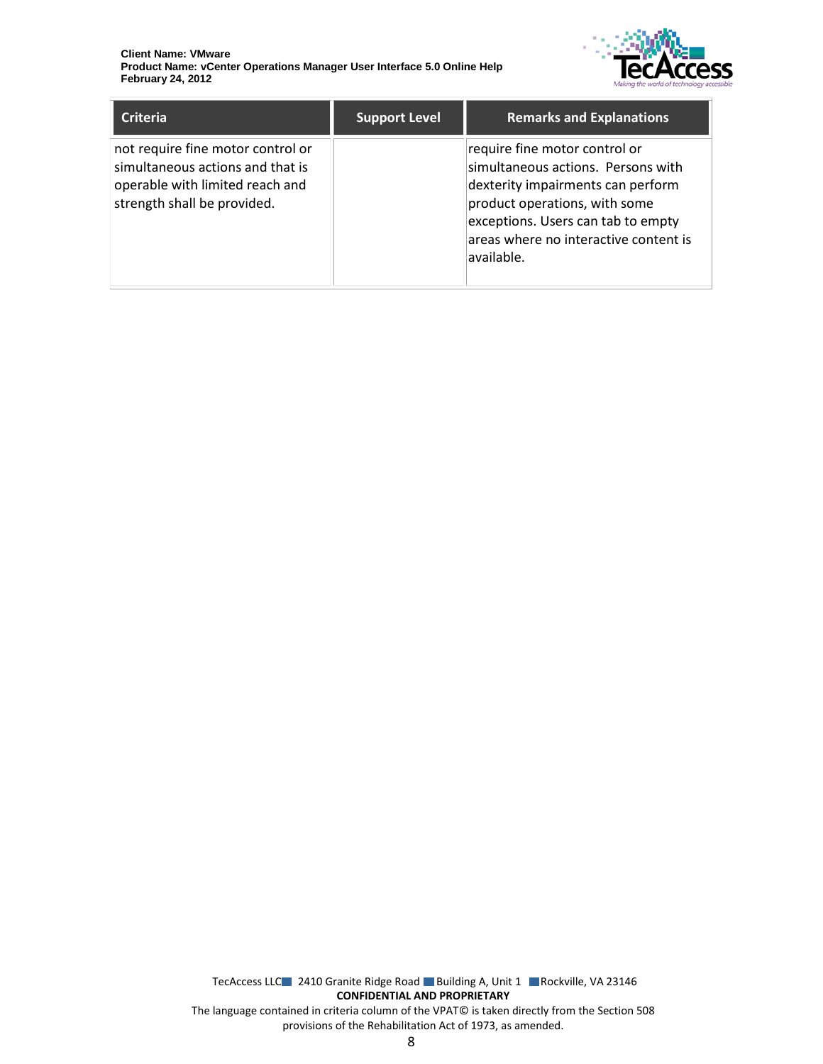| Criteria | Support Level | Remarks and Explanations |
|---|---|---|
| not require fine motor control or simultaneous actions and that is operable with limited reach and strength shall be provided. | | require fine motor control or simultaneous actions. Persons with dexterity impairments can perform product operations, with some exceptions. Users can tab to empty areas where no interactive content is available. |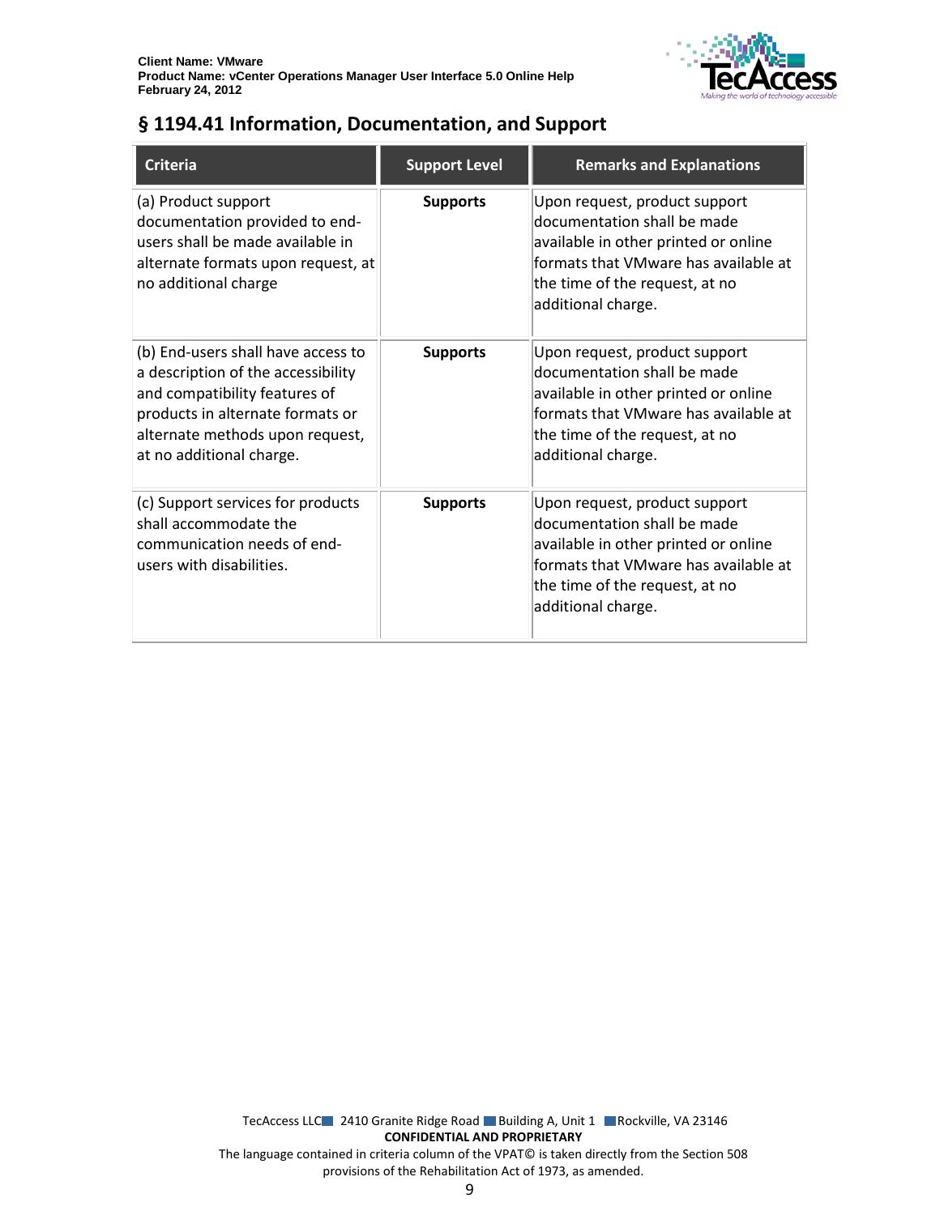## § 1194.41 Information, Documentation, and Support

| Criteria | Support Level | Remarks and Explanations |
| --- | --- | --- |
| (a) Product support documentation provided to end-users shall be made available in alternate formats upon request, at no additional charge | **Supports** | Upon request, product support documentation shall be made available in other printed or online formats that VMware has available at the time of the request, at no additional charge. |
| (b) End-users shall have access to a description of the accessibility and compatibility features of products in alternate formats or alternate methods upon request, at no additional charge. | **Supports** | Upon request, product support documentation shall be made available in other printed or online formats that VMware has available at the time of the request, at no additional charge. |
| (c) Support services for products shall accommodate the communication needs of end-users with disabilities. | **Supports** | Upon request, product support documentation shall be made available in other printed or online formats that VMware has available at the time of the request, at no additional charge. |